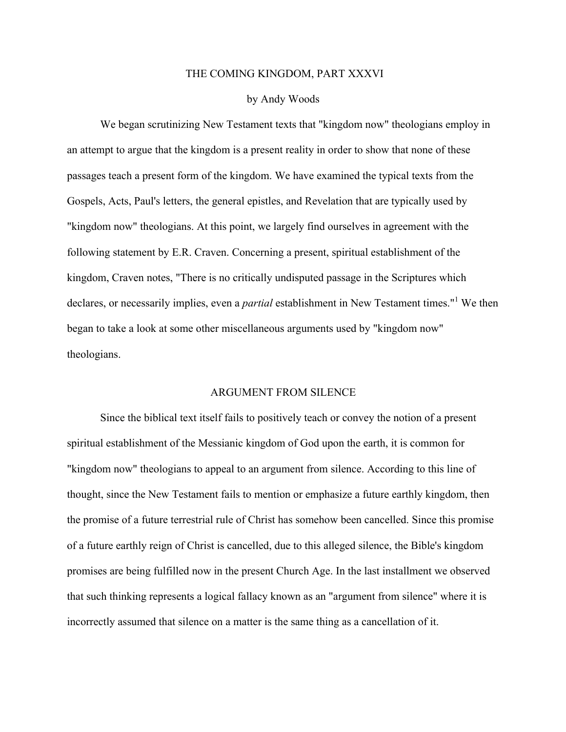# THE COMING KINGDOM, PART XXXVI

by Andy Woods

We began scrutinizing New Testament texts that "kingdom now" theologians employ in an attempt to argue that the kingdom is a present reality in order to show that none of these passages teach a present form of the kingdom. We have examined the typical texts from the Gospels, Acts, Paul's letters, the general epistles, and Revelation that are typically used by "kingdom now" theologians. At this point, we largely find ourselves in agreement with the following statement by E.R. Craven. Concerning a present, spiritual establishment of the kingdom, Craven notes, "There is no critically undisputed passage in the Scriptures which declares, or necessarily implies, even a *partial* establishment in New Testament times."[1] We then began to take a look at some other miscellaneous arguments used by "kingdom now" theologians.

## ARGUMENT FROM SILENCE

Since the biblical text itself fails to positively teach or convey the notion of a present spiritual establishment of the Messianic kingdom of God upon the earth, it is common for "kingdom now" theologians to appeal to an argument from silence. According to this line of thought, since the New Testament fails to mention or emphasize a future earthly kingdom, then the promise of a future terrestrial rule of Christ has somehow been cancelled. Since this promise of a future earthly reign of Christ is cancelled, due to this alleged silence, the Bible's kingdom promises are being fulfilled now in the present Church Age. In the last installment we observed that such thinking represents a logical fallacy known as an "argument from silence" where it is incorrectly assumed that silence on a matter is the same thing as a cancellation of it.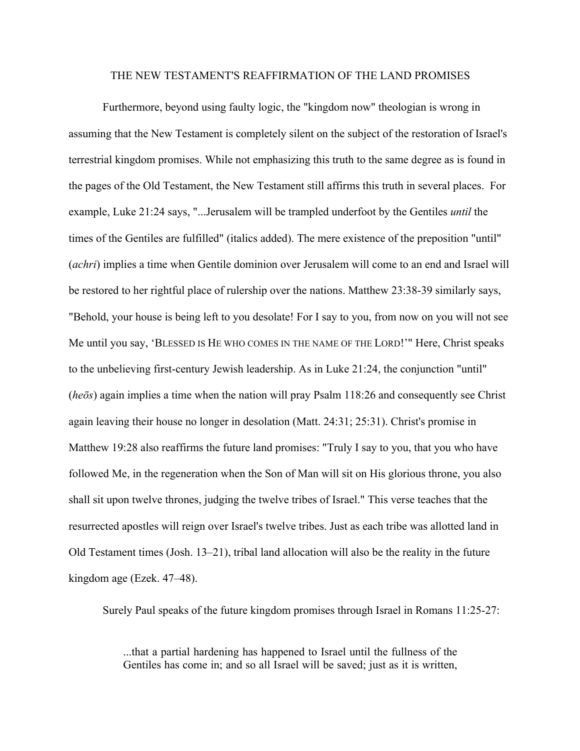## THE NEW TESTAMENT'S REAFFIRMATION OF THE LAND PROMISES

Furthermore, beyond using faulty logic, the "kingdom now" theologian is wrong in assuming that the New Testament is completely silent on the subject of the restoration of Israel's terrestrial kingdom promises. While not emphasizing this truth to the same degree as is found in the pages of the Old Testament, the New Testament still affirms this truth in several places. For example, Luke 21:24 says, "...Jerusalem will be trampled underfoot by the Gentiles *until* the times of the Gentiles are fulfilled" (italics added). The mere existence of the preposition "until" (*achri*) implies a time when Gentile dominion over Jerusalem will come to an end and Israel will be restored to her rightful place of rulership over the nations. Matthew 23:38-39 similarly says, "Behold, your house is being left to you desolate! For I say to you, from now on you will not see Me until you say, 'BLESSED IS HE WHO COMES IN THE NAME OF THE LORD!'" Here, Christ speaks to the unbelieving first-century Jewish leadership. As in Luke 21:24, the conjunction "until" (*heōs*) again implies a time when the nation will pray Psalm 118:26 and consequently see Christ again leaving their house no longer in desolation (Matt. 24:31; 25:31). Christ's promise in Matthew 19:28 also reaffirms the future land promises: "Truly I say to you, that you who have followed Me, in the regeneration when the Son of Man will sit on His glorious throne, you also shall sit upon twelve thrones, judging the twelve tribes of Israel." This verse teaches that the resurrected apostles will reign over Israel's twelve tribes. Just as each tribe was allotted land in Old Testament times (Josh. 13–21), tribal land allocation will also be the reality in the future kingdom age (Ezek. 47–48).

Surely Paul speaks of the future kingdom promises through Israel in Romans 11:25-27:

> ...that a partial hardening has happened to Israel until the fullness of the Gentiles has come in; and so all Israel will be saved; just as it is written,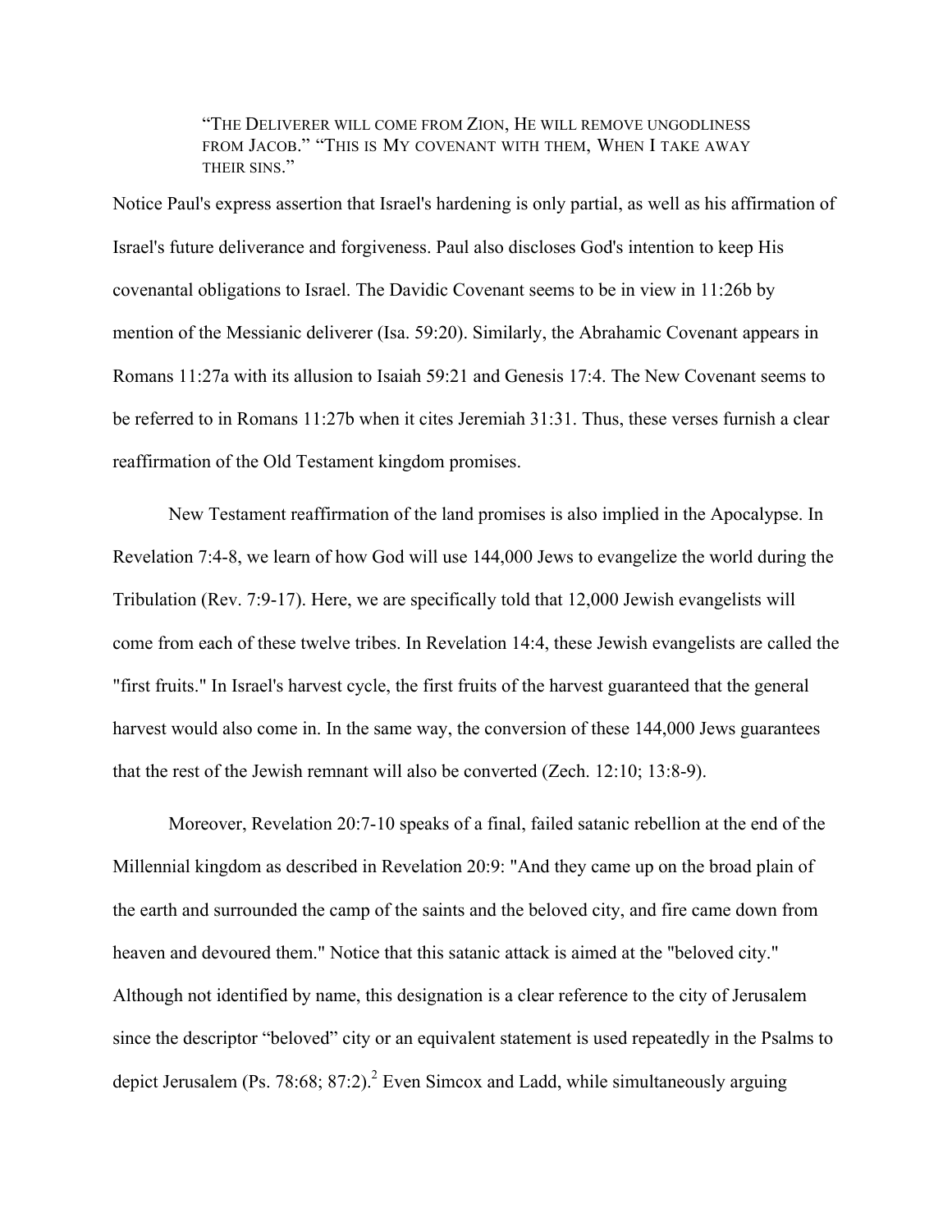> "THE DELIVERER WILL COME FROM ZION, HE WILL REMOVE UNGODLINESS FROM JACOB." "THIS IS MY COVENANT WITH THEM, WHEN I TAKE AWAY THEIR SINS."

Notice Paul's express assertion that Israel's hardening is only partial, as well as his affirmation of Israel's future deliverance and forgiveness. Paul also discloses God's intention to keep His covenantal obligations to Israel. The Davidic Covenant seems to be in view in 11:26b by mention of the Messianic deliverer (Isa. 59:20). Similarly, the Abrahamic Covenant appears in Romans 11:27a with its allusion to Isaiah 59:21 and Genesis 17:4. The New Covenant seems to be referred to in Romans 11:27b when it cites Jeremiah 31:31. Thus, these verses furnish a clear reaffirmation of the Old Testament kingdom promises.

New Testament reaffirmation of the land promises is also implied in the Apocalypse. In Revelation 7:4-8, we learn of how God will use 144,000 Jews to evangelize the world during the Tribulation (Rev. 7:9-17). Here, we are specifically told that 12,000 Jewish evangelists will come from each of these twelve tribes. In Revelation 14:4, these Jewish evangelists are called the "first fruits." In Israel's harvest cycle, the first fruits of the harvest guaranteed that the general harvest would also come in. In the same way, the conversion of these 144,000 Jews guarantees that the rest of the Jewish remnant will also be converted (Zech. 12:10; 13:8-9).

Moreover, Revelation 20:7-10 speaks of a final, failed satanic rebellion at the end of the Millennial kingdom as described in Revelation 20:9: "And they came up on the broad plain of the earth and surrounded the camp of the saints and the beloved city, and fire came down from heaven and devoured them." Notice that this satanic attack is aimed at the "beloved city." Although not identified by name, this designation is a clear reference to the city of Jerusalem since the descriptor "beloved" city or an equivalent statement is used repeatedly in the Psalms to depict Jerusalem (Ps. 78:68; 87:2).[2] Even Simcox and Ladd, while simultaneously arguing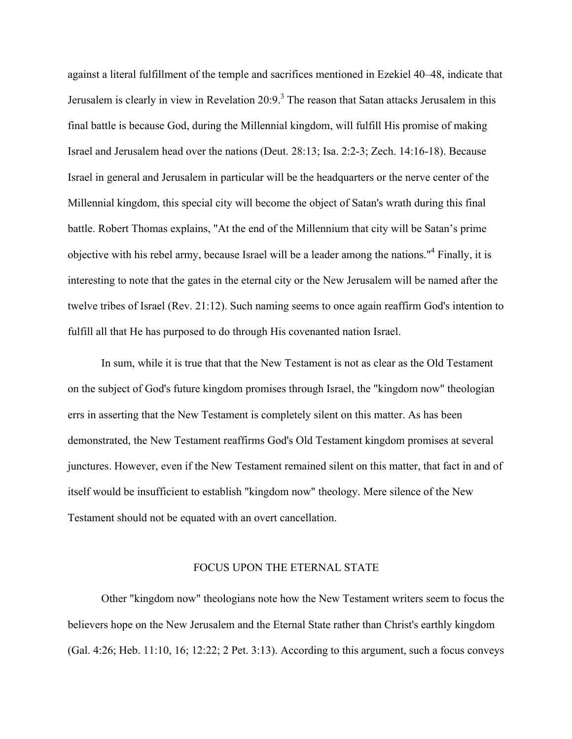against a literal fulfillment of the temple and sacrifices mentioned in Ezekiel 40–48, indicate that Jerusalem is clearly in view in Revelation 20:9.[3] The reason that Satan attacks Jerusalem in this final battle is because God, during the Millennial kingdom, will fulfill His promise of making Israel and Jerusalem head over the nations (Deut. 28:13; Isa. 2:2-3; Zech. 14:16-18). Because Israel in general and Jerusalem in particular will be the headquarters or the nerve center of the Millennial kingdom, this special city will become the object of Satan's wrath during this final battle. Robert Thomas explains, "At the end of the Millennium that city will be Satan's prime objective with his rebel army, because Israel will be a leader among the nations."[4] Finally, it is interesting to note that the gates in the eternal city or the New Jerusalem will be named after the twelve tribes of Israel (Rev. 21:12). Such naming seems to once again reaffirm God's intention to fulfill all that He has purposed to do through His covenanted nation Israel.

In sum, while it is true that that the New Testament is not as clear as the Old Testament on the subject of God's future kingdom promises through Israel, the "kingdom now" theologian errs in asserting that the New Testament is completely silent on this matter. As has been demonstrated, the New Testament reaffirms God's Old Testament kingdom promises at several junctures. However, even if the New Testament remained silent on this matter, that fact in and of itself would be insufficient to establish "kingdom now" theology. Mere silence of the New Testament should not be equated with an overt cancellation.

## FOCUS UPON THE ETERNAL STATE

Other "kingdom now" theologians note how the New Testament writers seem to focus the believers hope on the New Jerusalem and the Eternal State rather than Christ's earthly kingdom (Gal. 4:26; Heb. 11:10, 16; 12:22; 2 Pet. 3:13). According to this argument, such a focus conveys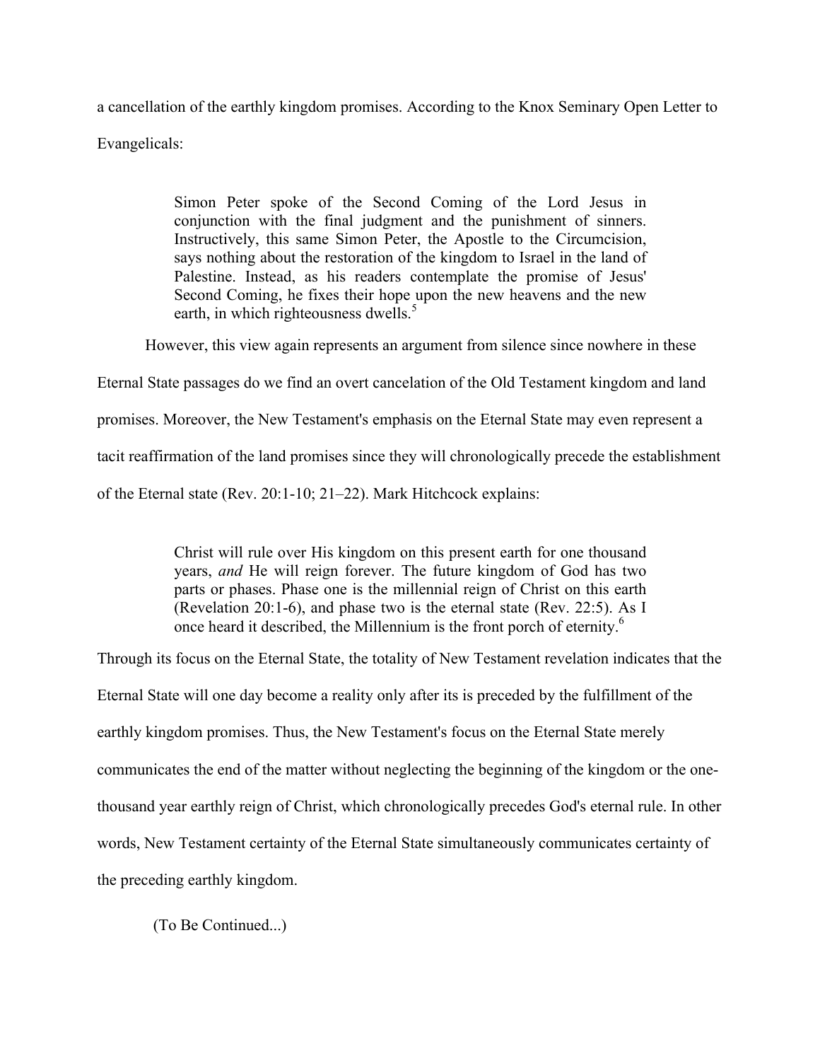a cancellation of the earthly kingdom promises. According to the Knox Seminary Open Letter to Evangelicals:

> Simon Peter spoke of the Second Coming of the Lord Jesus in conjunction with the final judgment and the punishment of sinners. Instructively, this same Simon Peter, the Apostle to the Circumcision, says nothing about the restoration of the kingdom to Israel in the land of Palestine. Instead, as his readers contemplate the promise of Jesus' Second Coming, he fixes their hope upon the new heavens and the new earth, in which righteousness dwells.[5]

However, this view again represents an argument from silence since nowhere in these Eternal State passages do we find an overt cancelation of the Old Testament kingdom and land promises. Moreover, the New Testament's emphasis on the Eternal State may even represent a tacit reaffirmation of the land promises since they will chronologically precede the establishment of the Eternal state (Rev. 20:1-10; 21–22). Mark Hitchcock explains:

> Christ will rule over His kingdom on this present earth for one thousand years, *and* He will reign forever. The future kingdom of God has two parts or phases. Phase one is the millennial reign of Christ on this earth (Revelation 20:1-6), and phase two is the eternal state (Rev. 22:5). As I once heard it described, the Millennium is the front porch of eternity.[6]

Through its focus on the Eternal State, the totality of New Testament revelation indicates that the Eternal State will one day become a reality only after its is preceded by the fulfillment of the earthly kingdom promises. Thus, the New Testament's focus on the Eternal State merely communicates the end of the matter without neglecting the beginning of the kingdom or the one-thousand year earthly reign of Christ, which chronologically precedes God's eternal rule. In other words, New Testament certainty of the Eternal State simultaneously communicates certainty of the preceding earthly kingdom.

(To Be Continued...)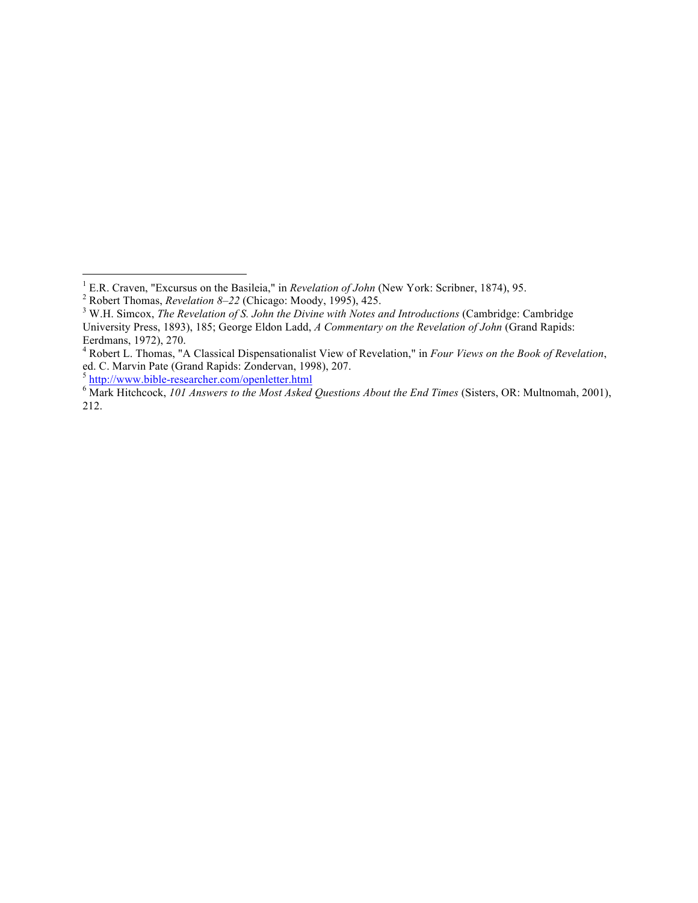[1] E.R. Craven, "Excursus on the Basileia," in *Revelation of John* (New York: Scribner, 1874), 95.

[2] Robert Thomas, *Revelation 8–22* (Chicago: Moody, 1995), 425.

[3] W.H. Simcox, *The Revelation of S. John the Divine with Notes and Introductions* (Cambridge: Cambridge University Press, 1893), 185; George Eldon Ladd, *A Commentary on the Revelation of John* (Grand Rapids: Eerdmans, 1972), 270.

[4] Robert L. Thomas, "A Classical Dispensationalist View of Revelation," in *Four Views on the Book of Revelation*, ed. C. Marvin Pate (Grand Rapids: Zondervan, 1998), 207.

[5] http://www.bible-researcher.com/openletter.html

[6] Mark Hitchcock, *101 Answers to the Most Asked Questions About the End Times* (Sisters, OR: Multnomah, 2001), 212.